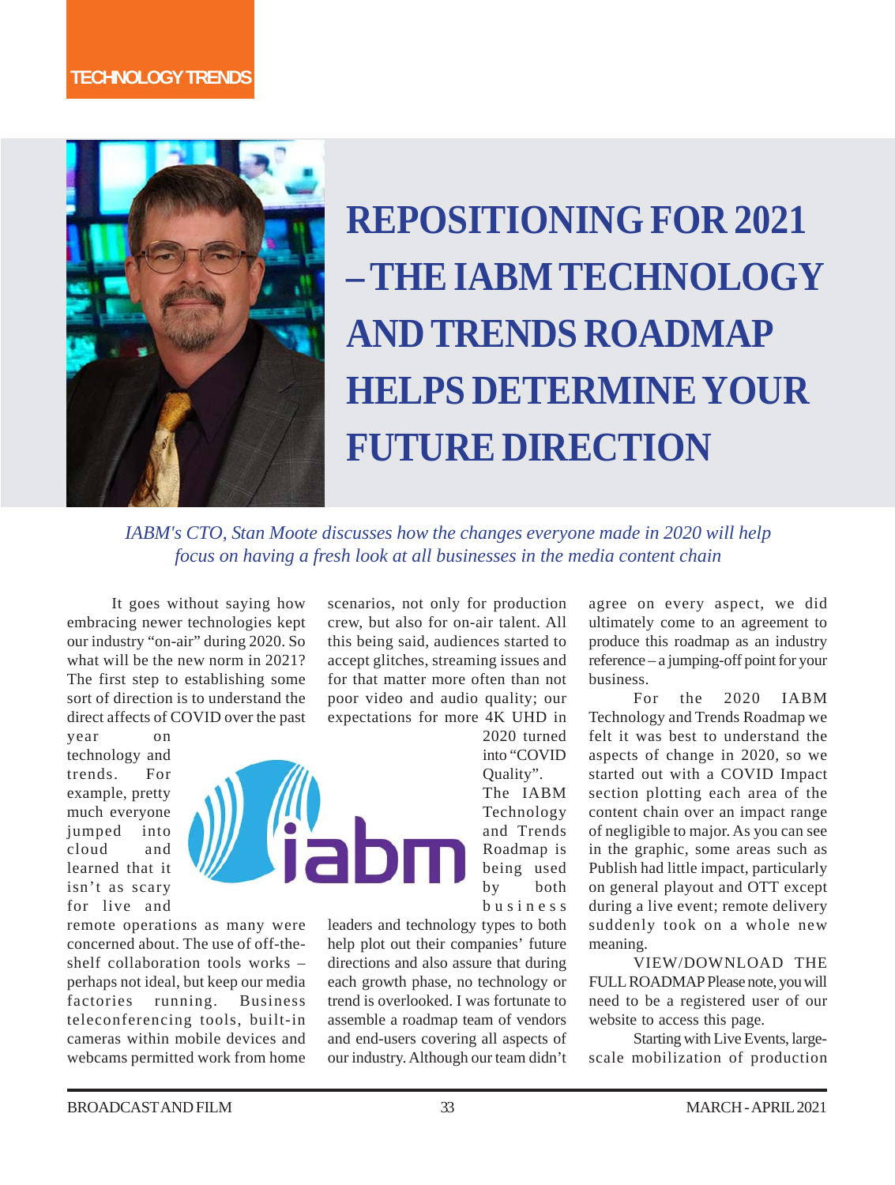TECHNOLOGY TRENDS

# REPOSITIONING FOR 2021 – THE IABM TECHNOLOGY AND TRENDS ROADMAP HELPS DETERMINE YOUR FUTURE DIRECTION

*IABM's CTO, Stan Moote discusses how the changes everyone made in 2020 will help focus on having a fresh look at all businesses in the media content chain*

It goes without saying how embracing newer technologies kept our industry "on-air" during 2020. So what will be the new norm in 2021? The first step to establishing some sort of direction is to understand the direct affects of COVID over the past year on technology and trends. For example, pretty much everyone jumped into cloud and learned that it isn't as scary for live and remote operations as many were concerned about. The use of off-the-shelf collaboration tools works – perhaps not ideal, but keep our media factories running. Business teleconferencing tools, built-in cameras within mobile devices and webcams permitted work from home scenarios, not only for production crew, but also for on-air talent. All this being said, audiences started to accept glitches, streaming issues and for that matter more often than not poor video and audio quality; our expectations for more 4K UHD in 2020 turned into "COVID Quality".

The IABM Technology and Trends Roadmap is being used by both business leaders and technology types to both help plot out their companies' future directions and also assure that during each growth phase, no technology or trend is overlooked. I was fortunate to assemble a roadmap team of vendors and end-users covering all aspects of our industry. Although our team didn't agree on every aspect, we did ultimately come to an agreement to produce this roadmap as an industry reference – a jumping-off point for your business.

For the 2020 IABM Technology and Trends Roadmap we felt it was best to understand the aspects of change in 2020, so we started out with a COVID Impact section plotting each area of the content chain over an impact range of negligible to major. As you can see in the graphic, some areas such as Publish had little impact, particularly on general playout and OTT except during a live event; remote delivery suddenly took on a whole new meaning.

VIEW/DOWNLOAD THE FULL ROADMAP Please note, you will need to be a registered user of our website to access this page.

Starting with Live Events, large-scale mobilization of production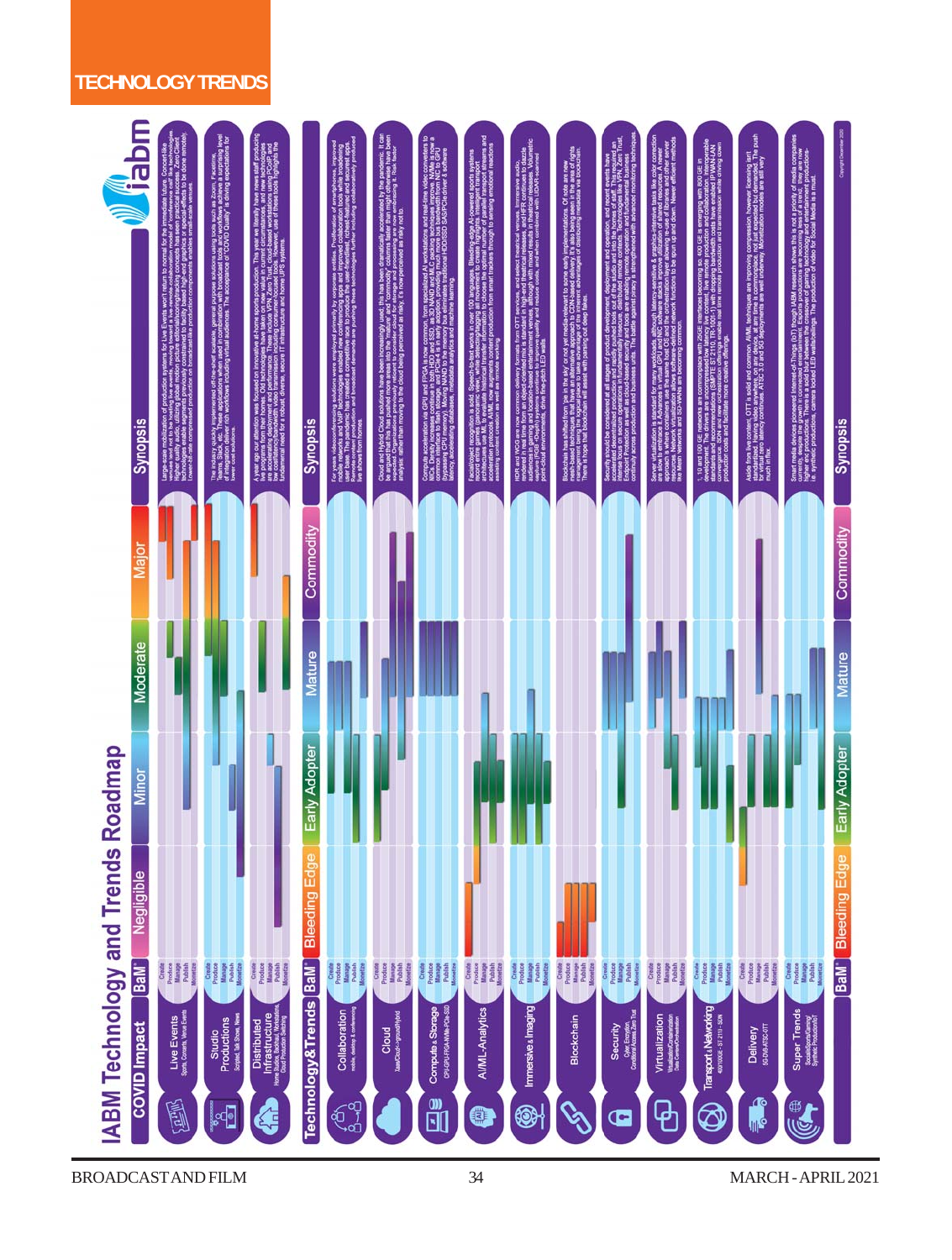# TECHNOLOGY TRENDS

## IABM Technology and Trends Roadmap

| COVID Impact | BaM | Negligible | Minor | Moderate | Major | Synopsis |
|---|---|---|---|---|---|---|
| **Live Events** Sports, Concerts, Venue Events | Create, Produce, Manage, Publish, Monetize | | | | | |
| **Studio Productions** Scripted, Talk Shows, News | Create, Produce, Manage, Publish, Monetize | | | | | |
| **Distributed Infrastructure** Home Studios, Backhaul, Workstations, Cloud Production Switching | Create, Produce, Manage, Publish, Monetize | | | | | |

| Technology & Trends | BaM | Bleeding Edge | Early Adopter | Mature | Commodity | Synopsis |
|---|---|---|---|---|---|---|
| **Collaboration** | Create, Produce, Manage, Publish, Monetize | | | | | |
| **Cloud** | Create, Produce, Manage, Publish, Monetize | | | | | |
| **Compute & Storage** | Create, Produce, Manage, Publish, Monetize | | | | | |
| **AI/ML-Analytics** | Create, Produce, Manage, Publish, Monetize | | | | | |
| **Immersive & Imaging** | Create, Produce, Manage, Publish, Monetize | | | | | |
| **Blockchain** | Create, Produce, Manage, Publish, Monetize | | | | | |
| **Security** | Create, Produce, Manage, Publish, Monetize | | | | | |
| **Virtualization** | Create, Produce, Manage, Publish, Monetize | | | | | |
| **Transport & Networking** | Create, Produce, Manage, Publish, Monetize | | | | | |
| **Delivery** | Create, Produce, Manage, Publish, Monetize | | | | | |
| **Super Trends** | Create, Produce, Manage, Publish, Monetize | | | | | |

Copyright December 2020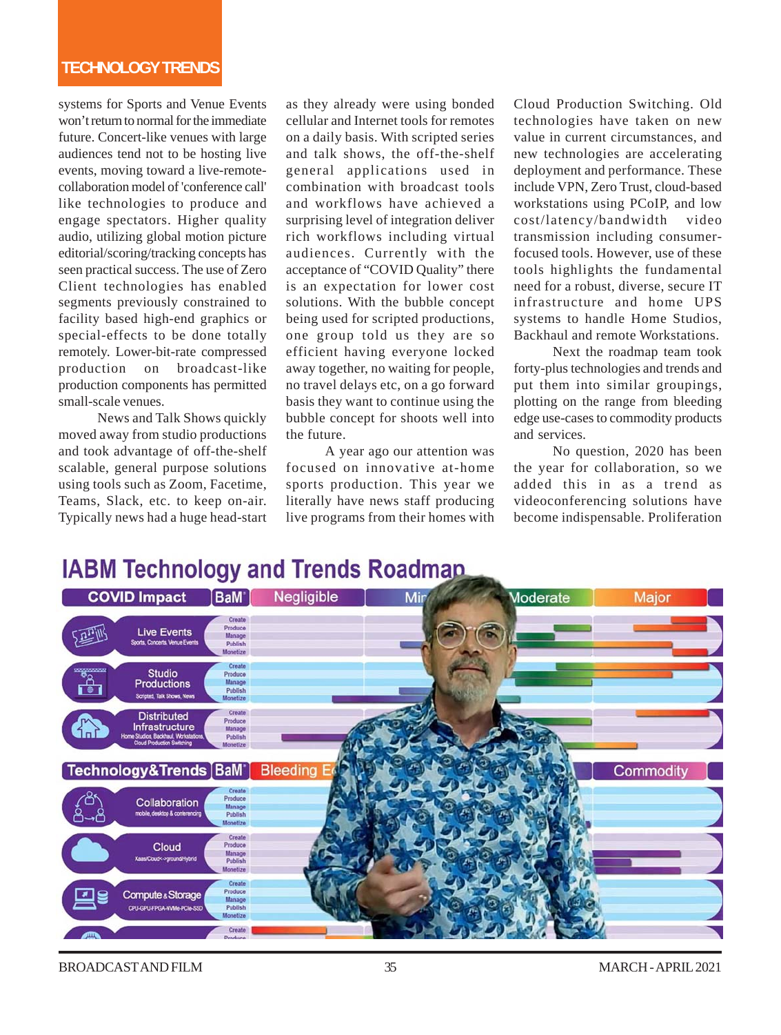systems for Sports and Venue Events won't return to normal for the immediate future. Concert-like venues with large audiences tend not to be hosting live events, moving toward a live-remote-collaboration model of 'conference call' like technologies to produce and engage spectators. Higher quality audio, utilizing global motion picture editorial/scoring/tracking concepts has seen practical success. The use of Zero Client technologies has enabled segments previously constrained to facility based high-end graphics or special-effects to be done totally remotely. Lower-bit-rate compressed production on broadcast-like production components has permitted small-scale venues.

News and Talk Shows quickly moved away from studio productions and took advantage of off-the-shelf scalable, general purpose solutions using tools such as Zoom, Facetime, Teams, Slack, etc. to keep on-air. Typically news had a huge head-start as they already were using bonded cellular and Internet tools for remotes on a daily basis. With scripted series and talk shows, the off-the-shelf general applications used in combination with broadcast tools and workflows have achieved a surprising level of integration deliver rich workflows including virtual audiences. Currently with the acceptance of "COVID Quality" there is an expectation for lower cost solutions. With the bubble concept being used for scripted productions, one group told us they are so efficient having everyone locked away together, no waiting for people, no travel delays etc, on a go forward basis they want to continue using the bubble concept for shoots well into the future.

A year ago our attention was focused on innovative at-home sports production. This year we literally have news staff producing live programs from their homes with Cloud Production Switching. Old technologies have taken on new value in current circumstances, and new technologies are accelerating deployment and performance. These include VPN, Zero Trust, cloud-based workstations using PCoIP, and low cost/latency/bandwidth video transmission including consumer-focused tools. However, use of these tools highlights the fundamental need for a robust, diverse, secure IT infrastructure and home UPS systems to handle Home Studios, Backhaul and remote Workstations.

Next the roadmap team took forty-plus technologies and trends and put them into similar groupings, plotting on the range from bleeding edge use-cases to commodity products and services.

No question, 2020 has been the year for collaboration, so we added this in as a trend as videoconferencing solutions have become indispensable. Proliferation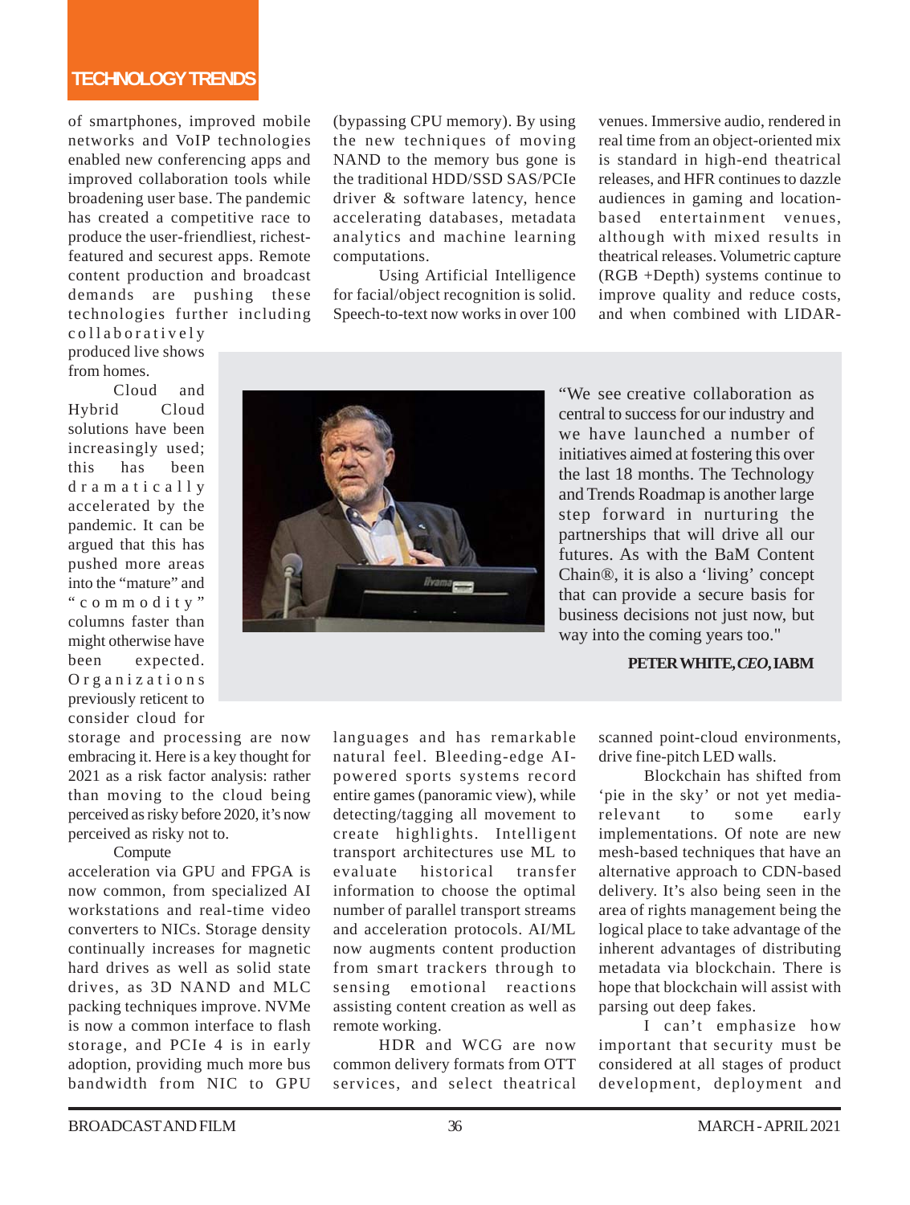of smartphones, improved mobile networks and VoIP technologies enabled new conferencing apps and improved collaboration tools while broadening user base. The pandemic has created a competitive race to produce the user-friendliest, richest-featured and securest apps. Remote content production and broadcast demands are pushing these technologies further including collaboratively produced live shows from homes.

Cloud and Hybrid Cloud solutions have been increasingly used; this has been dramatically accelerated by the pandemic. It can be argued that this has pushed more areas into the "mature" and "commodity" columns faster than might otherwise have been expected. Organizations previously reticent to consider cloud for storage and processing are now embracing it. Here is a key thought for 2021 as a risk factor analysis: rather than moving to the cloud being perceived as risky before 2020, it's now perceived as risky not to.

Compute acceleration via GPU and FPGA is now common, from specialized AI workstations and real-time video converters to NICs. Storage density continually increases for magnetic hard drives as well as solid state drives, as 3D NAND and MLC packing techniques improve. NVMe is now a common interface to flash storage, and PCIe 4 is in early adoption, providing much more bus bandwidth from NIC to GPU (bypassing CPU memory). By using the new techniques of moving NAND to the memory bus gone is the traditional HDD/SSD SAS/PCIe driver & software latency, hence accelerating databases, metadata analytics and machine learning computations.

Using Artificial Intelligence for facial/object recognition is solid. Speech-to-text now works in over 100 languages and has remarkable natural feel. Bleeding-edge AI-powered sports systems record entire games (panoramic view), while detecting/tagging all movement to create highlights. Intelligent transport architectures use ML to evaluate historical transfer information to choose the optimal number of parallel transport streams and acceleration protocols. AI/ML now augments content production from smart trackers through to sensing emotional reactions assisting content creation as well as remote working.

HDR and WCG are now common delivery formats from OTT services, and select theatrical venues. Immersive audio, rendered in real time from an object-oriented mix is standard in high-end theatrical releases, and HFR continues to dazzle audiences in gaming and location-based entertainment venues, although with mixed results in theatrical releases. Volumetric capture (RGB +Depth) systems continue to improve quality and reduce costs, and when combined with LIDAR-scanned point-cloud environments, drive fine-pitch LED walls.

Blockchain has shifted from 'pie in the sky' or not yet media-relevant to some early implementations. Of note are new mesh-based techniques that have an alternative approach to CDN-based delivery. It's also being seen in the area of rights management being the logical place to take advantage of the inherent advantages of distributing metadata via blockchain. There is hope that blockchain will assist with parsing out deep fakes.

I can't emphasize how important that security must be considered at all stages of product development, deployment and

> "We see creative collaboration as central to success for our industry and we have launched a number of initiatives aimed at fostering this over the last 18 months. The Technology and Trends Roadmap is another large step forward in nurturing the partnerships that will drive all our futures. As with the BaM Content Chain®, it is also a 'living' concept that can provide a secure basis for business decisions not just now, but way into the coming years too."
>
> **PETER WHITE, *CEO*, IABM**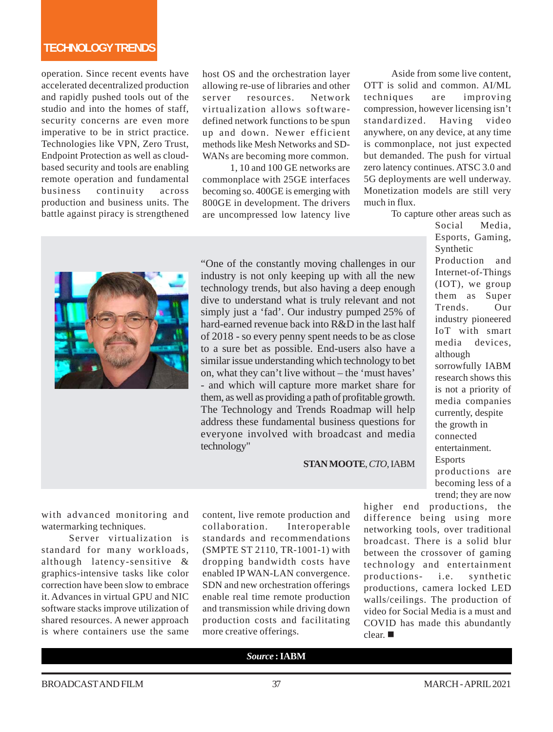operation. Since recent events have accelerated decentralized production and rapidly pushed tools out of the studio and into the homes of staff, security concerns are even more imperative to be in strict practice. Technologies like VPN, Zero Trust, Endpoint Protection as well as cloud-based security and tools are enabling remote operation and fundamental business continuity across production and business units. The battle against piracy is strengthened with advanced monitoring and watermarking techniques.

Server virtualization is standard for many workloads, although latency-sensitive & graphics-intensive tasks like color correction have been slow to embrace it. Advances in virtual GPU and NIC software stacks improve utilization of shared resources. A newer approach is where containers use the same host OS and the orchestration layer allowing re-use of libraries and other server resources. Network virtualization allows software-defined network functions to be spun up and down. Newer efficient methods like Mesh Networks and SD-WANs are becoming more common.

1, 10 and 100 GE networks are commonplace with 25GE interfaces becoming so. 400GE is emerging with 800GE in development. The drivers are uncompressed low latency live content, live remote production and collaboration. Interoperable standards and recommendations (SMPTE ST 2110, TR-1001-1) with dropping bandwidth costs have enabled IP WAN-LAN convergence. SDN and new orchestration offerings enable real time remote production and transmission while driving down production costs and facilitating more creative offerings.

Aside from some live content, OTT is solid and common. AI/ML techniques are improving compression, however licensing isn't standardized. Having video anywhere, on any device, at any time is commonplace, not just expected but demanded. The push for virtual zero latency continues. ATSC 3.0 and 5G deployments are well underway. Monetization models are still very much in flux.

To capture other areas such as Social Media, Esports, Gaming, Synthetic Production and Internet-of-Things (IOT), we group them as Super Trends. Our industry pioneered IoT with smart media devices, although sorrowfully IABM research shows this is not a priority of media companies currently, despite the growth in connected entertainment. Esports productions are becoming less of a trend; they are now higher end productions, the difference being using more networking tools, over traditional broadcast. There is a solid blur between the crossover of gaming technology and entertainment productions- i.e. synthetic productions, camera locked LED walls/ceilings. The production of video for Social Media is a must and COVID has made this abundantly clear. ■

> "One of the constantly moving challenges in our industry is not only keeping up with all the new technology trends, but also having a deep enough dive to understand what is truly relevant and not simply just a 'fad'. Our industry pumped 25% of hard-earned revenue back into R&D in the last half of 2018 - so every penny spent needs to be as close to a sure bet as possible. End-users also have a similar issue understanding which technology to bet on, what they can't live without – the 'must haves' - and which will capture more market share for them, as well as providing a path of profitable growth. The Technology and Trends Roadmap will help address these fundamental business questions for everyone involved with broadcast and media technology"
>
> **STAN MOOTE**, *CTO*, IABM

***Source* : IABM**